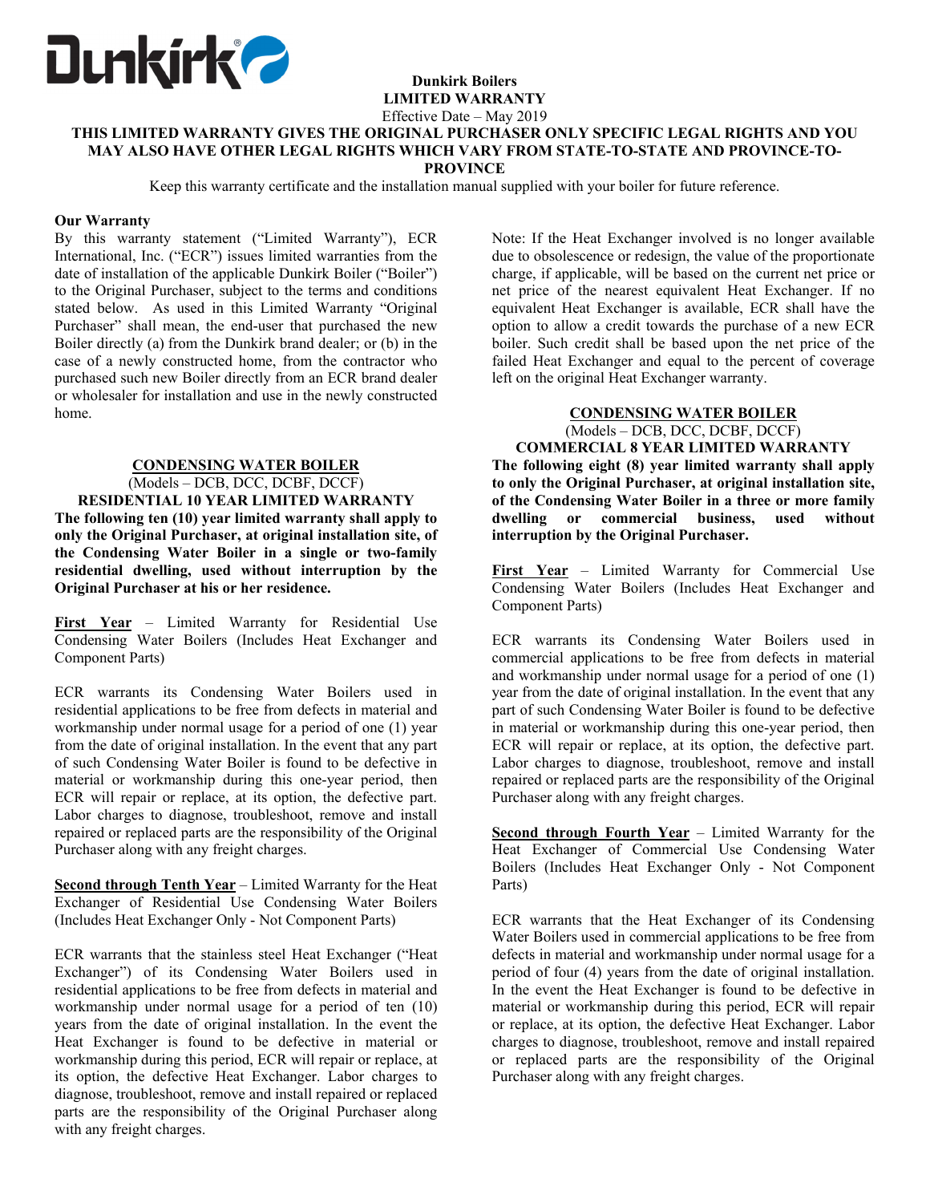Dunkirk

**Dunkirk Boilers**
**LIMITED WARRANTY**
Effective Date – May 2019

**THIS LIMITED WARRANTY GIVES THE ORIGINAL PURCHASER ONLY SPECIFIC LEGAL RIGHTS AND YOU MAY ALSO HAVE OTHER LEGAL RIGHTS WHICH VARY FROM STATE-TO-STATE AND PROVINCE-TO-PROVINCE**

Keep this warranty certificate and the installation manual supplied with your boiler for future reference.

**Our Warranty**

By this warranty statement ("Limited Warranty"), ECR International, Inc. ("ECR") issues limited warranties from the date of installation of the applicable Dunkirk Boiler ("Boiler") to the Original Purchaser, subject to the terms and conditions stated below. As used in this Limited Warranty "Original Purchaser" shall mean, the end-user that purchased the new Boiler directly (a) from the Dunkirk brand dealer; or (b) in the case of a newly constructed home, from the contractor who purchased such new Boiler directly from an ECR brand dealer or wholesaler for installation and use in the newly constructed home.

**CONDENSING WATER BOILER**
(Models – DCB, DCC, DCBF, DCCF)
**RESIDENTIAL 10 YEAR LIMITED WARRANTY**

**The following ten (10) year limited warranty shall apply to only the Original Purchaser, at original installation site, of the Condensing Water Boiler in a single or two-family residential dwelling, used without interruption by the Original Purchaser at his or her residence.**

**First Year** – Limited Warranty for Residential Use Condensing Water Boilers (Includes Heat Exchanger and Component Parts)

ECR warrants its Condensing Water Boilers used in residential applications to be free from defects in material and workmanship under normal usage for a period of one (1) year from the date of original installation. In the event that any part of such Condensing Water Boiler is found to be defective in material or workmanship during this one-year period, then ECR will repair or replace, at its option, the defective part. Labor charges to diagnose, troubleshoot, remove and install repaired or replaced parts are the responsibility of the Original Purchaser along with any freight charges.

**Second through Tenth Year** – Limited Warranty for the Heat Exchanger of Residential Use Condensing Water Boilers (Includes Heat Exchanger Only - Not Component Parts)

ECR warrants that the stainless steel Heat Exchanger ("Heat Exchanger") of its Condensing Water Boilers used in residential applications to be free from defects in material and workmanship under normal usage for a period of ten (10) years from the date of original installation. In the event the Heat Exchanger is found to be defective in material or workmanship during this period, ECR will repair or replace, at its option, the defective Heat Exchanger. Labor charges to diagnose, troubleshoot, remove and install repaired or replaced parts are the responsibility of the Original Purchaser along with any freight charges.

Note: If the Heat Exchanger involved is no longer available due to obsolescence or redesign, the value of the proportionate charge, if applicable, will be based on the current net price or net price of the nearest equivalent Heat Exchanger. If no equivalent Heat Exchanger is available, ECR shall have the option to allow a credit towards the purchase of a new ECR boiler. Such credit shall be based upon the net price of the failed Heat Exchanger and equal to the percent of coverage left on the original Heat Exchanger warranty.

**CONDENSING WATER BOILER**
(Models – DCB, DCC, DCBF, DCCF)
**COMMERCIAL 8 YEAR LIMITED WARRANTY**

**The following eight (8) year limited warranty shall apply to only the Original Purchaser, at original installation site, of the Condensing Water Boiler in a three or more family dwelling or commercial business, used without interruption by the Original Purchaser.**

**First Year** – Limited Warranty for Commercial Use Condensing Water Boilers (Includes Heat Exchanger and Component Parts)

ECR warrants its Condensing Water Boilers used in commercial applications to be free from defects in material and workmanship under normal usage for a period of one (1) year from the date of original installation. In the event that any part of such Condensing Water Boiler is found to be defective in material or workmanship during this one-year period, then ECR will repair or replace, at its option, the defective part. Labor charges to diagnose, troubleshoot, remove and install repaired or replaced parts are the responsibility of the Original Purchaser along with any freight charges.

**Second through Fourth Year** – Limited Warranty for the Heat Exchanger of Commercial Use Condensing Water Boilers (Includes Heat Exchanger Only - Not Component Parts)

ECR warrants that the Heat Exchanger of its Condensing Water Boilers used in commercial applications to be free from defects in material and workmanship under normal usage for a period of four (4) years from the date of original installation. In the event the Heat Exchanger is found to be defective in material or workmanship during this period, ECR will repair or replace, at its option, the defective Heat Exchanger. Labor charges to diagnose, troubleshoot, remove and install repaired or replaced parts are the responsibility of the Original Purchaser along with any freight charges.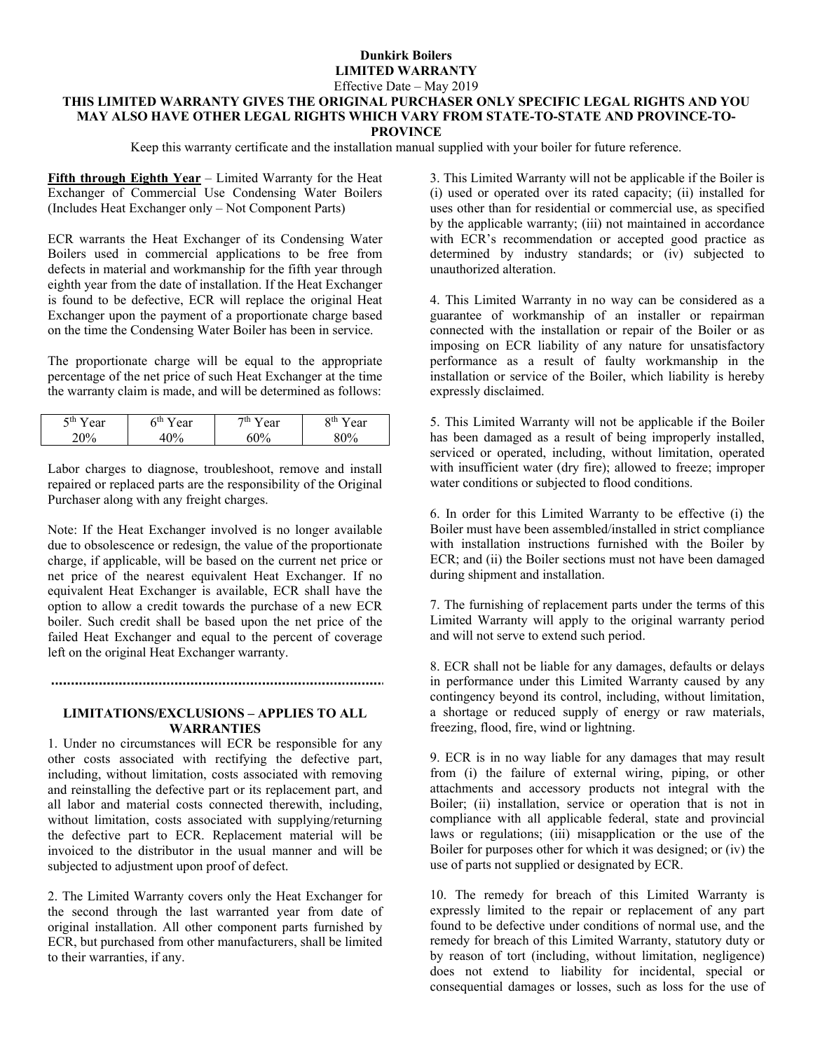**Dunkirk Boilers**
**LIMITED WARRANTY**
Effective Date – May 2019

**THIS LIMITED WARRANTY GIVES THE ORIGINAL PURCHASER ONLY SPECIFIC LEGAL RIGHTS AND YOU MAY ALSO HAVE OTHER LEGAL RIGHTS WHICH VARY FROM STATE-TO-STATE AND PROVINCE-TO-PROVINCE**

Keep this warranty certificate and the installation manual supplied with your boiler for future reference.

**Fifth through Eighth Year** – Limited Warranty for the Heat Exchanger of Commercial Use Condensing Water Boilers (Includes Heat Exchanger only – Not Component Parts)

ECR warrants the Heat Exchanger of its Condensing Water Boilers used in commercial applications to be free from defects in material and workmanship for the fifth year through eighth year from the date of installation. If the Heat Exchanger is found to be defective, ECR will replace the original Heat Exchanger upon the payment of a proportionate charge based on the time the Condensing Water Boiler has been in service.

The proportionate charge will be equal to the appropriate percentage of the net price of such Heat Exchanger at the time the warranty claim is made, and will be determined as follows:

| 5th Year | 6th Year | 7th Year | 8th Year |
|---|---|---|---|
| 20% | 40% | 60% | 80% |

Labor charges to diagnose, troubleshoot, remove and install repaired or replaced parts are the responsibility of the Original Purchaser along with any freight charges.

Note: If the Heat Exchanger involved is no longer available due to obsolescence or redesign, the value of the proportionate charge, if applicable, will be based on the current net price or net price of the nearest equivalent Heat Exchanger. If no equivalent Heat Exchanger is available, ECR shall have the option to allow a credit towards the purchase of a new ECR boiler. Such credit shall be based upon the net price of the failed Heat Exchanger and equal to the percent of coverage left on the original Heat Exchanger warranty.

## LIMITATIONS/EXCLUSIONS – APPLIES TO ALL WARRANTIES

1. Under no circumstances will ECR be responsible for any other costs associated with rectifying the defective part, including, without limitation, costs associated with removing and reinstalling the defective part or its replacement part, and all labor and material costs connected therewith, including, without limitation, costs associated with supplying/returning the defective part to ECR. Replacement material will be invoiced to the distributor in the usual manner and will be subjected to adjustment upon proof of defect.

2. The Limited Warranty covers only the Heat Exchanger for the second through the last warranted year from date of original installation. All other component parts furnished by ECR, but purchased from other manufacturers, shall be limited to their warranties, if any.

3. This Limited Warranty will not be applicable if the Boiler is (i) used or operated over its rated capacity; (ii) installed for uses other than for residential or commercial use, as specified by the applicable warranty; (iii) not maintained in accordance with ECR's recommendation or accepted good practice as determined by industry standards; or (iv) subjected to unauthorized alteration.

4. This Limited Warranty in no way can be considered as a guarantee of workmanship of an installer or repairman connected with the installation or repair of the Boiler or as imposing on ECR liability of any nature for unsatisfactory performance as a result of faulty workmanship in the installation or service of the Boiler, which liability is hereby expressly disclaimed.

5. This Limited Warranty will not be applicable if the Boiler has been damaged as a result of being improperly installed, serviced or operated, including, without limitation, operated with insufficient water (dry fire); allowed to freeze; improper water conditions or subjected to flood conditions.

6. In order for this Limited Warranty to be effective (i) the Boiler must have been assembled/installed in strict compliance with installation instructions furnished with the Boiler by ECR; and (ii) the Boiler sections must not have been damaged during shipment and installation.

7. The furnishing of replacement parts under the terms of this Limited Warranty will apply to the original warranty period and will not serve to extend such period.

8. ECR shall not be liable for any damages, defaults or delays in performance under this Limited Warranty caused by any contingency beyond its control, including, without limitation, a shortage or reduced supply of energy or raw materials, freezing, flood, fire, wind or lightning.

9. ECR is in no way liable for any damages that may result from (i) the failure of external wiring, piping, or other attachments and accessory products not integral with the Boiler; (ii) installation, service or operation that is not in compliance with all applicable federal, state and provincial laws or regulations; (iii) misapplication or the use of the Boiler for purposes other for which it was designed; or (iv) the use of parts not supplied or designated by ECR.

10. The remedy for breach of this Limited Warranty is expressly limited to the repair or replacement of any part found to be defective under conditions of normal use, and the remedy for breach of this Limited Warranty, statutory duty or by reason of tort (including, without limitation, negligence) does not extend to liability for incidental, special or consequential damages or losses, such as loss for the use of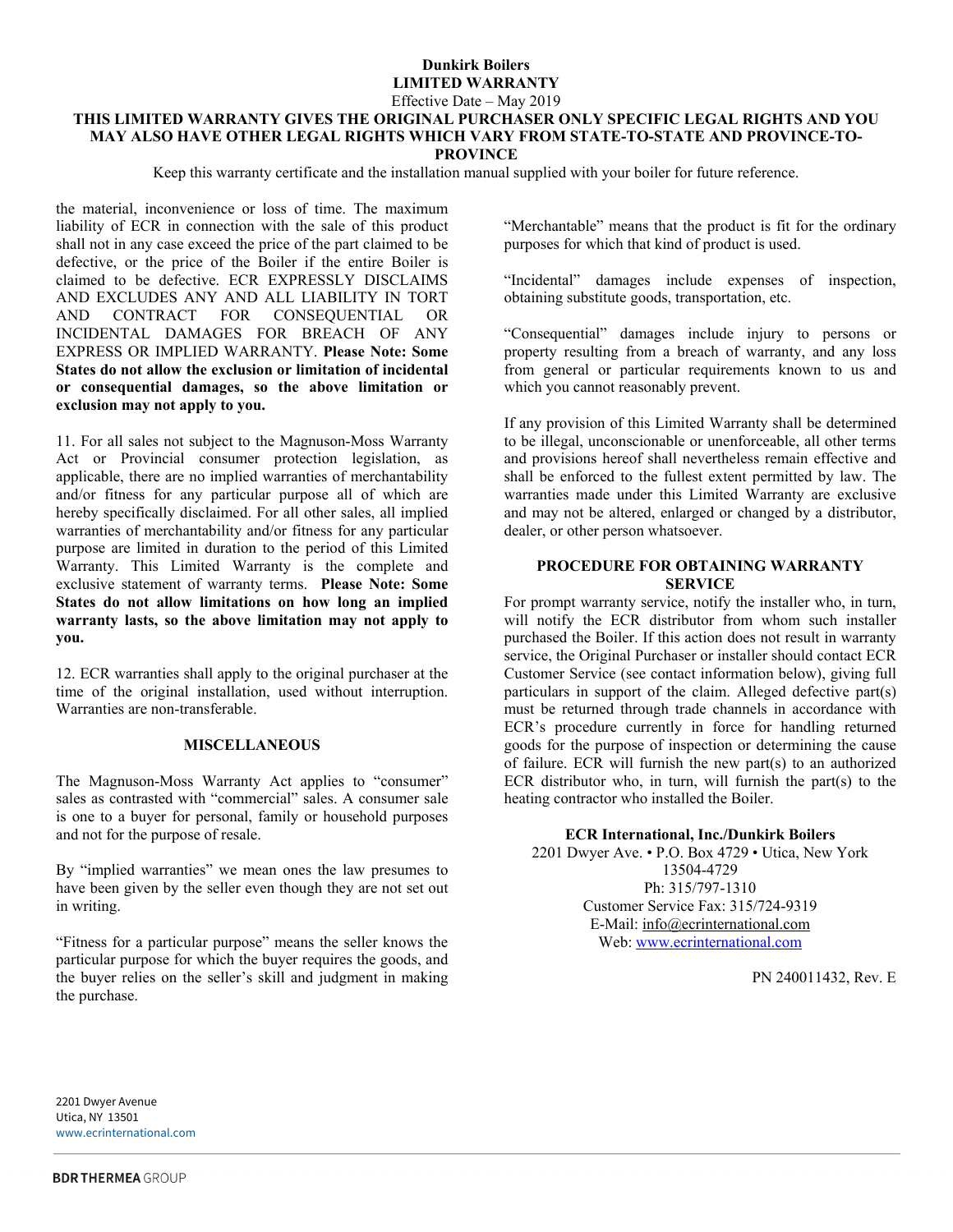**Dunkirk Boilers**
**LIMITED WARRANTY**
Effective Date – May 2019

**THIS LIMITED WARRANTY GIVES THE ORIGINAL PURCHASER ONLY SPECIFIC LEGAL RIGHTS AND YOU MAY ALSO HAVE OTHER LEGAL RIGHTS WHICH VARY FROM STATE-TO-STATE AND PROVINCE-TO-PROVINCE**

Keep this warranty certificate and the installation manual supplied with your boiler for future reference.

the material, inconvenience or loss of time. The maximum liability of ECR in connection with the sale of this product shall not in any case exceed the price of the part claimed to be defective, or the price of the Boiler if the entire Boiler is claimed to be defective. ECR EXPRESSLY DISCLAIMS AND EXCLUDES ANY AND ALL LIABILITY IN TORT AND CONTRACT FOR CONSEQUENTIAL OR INCIDENTAL DAMAGES FOR BREACH OF ANY EXPRESS OR IMPLIED WARRANTY. **Please Note: Some States do not allow the exclusion or limitation of incidental or consequential damages, so the above limitation or exclusion may not apply to you.**

11. For all sales not subject to the Magnuson-Moss Warranty Act or Provincial consumer protection legislation, as applicable, there are no implied warranties of merchantability and/or fitness for any particular purpose all of which are hereby specifically disclaimed. For all other sales, all implied warranties of merchantability and/or fitness for any particular purpose are limited in duration to the period of this Limited Warranty. This Limited Warranty is the complete and exclusive statement of warranty terms. **Please Note: Some States do not allow limitations on how long an implied warranty lasts, so the above limitation may not apply to you.**

12. ECR warranties shall apply to the original purchaser at the time of the original installation, used without interruption. Warranties are non-transferable.

## MISCELLANEOUS

The Magnuson-Moss Warranty Act applies to "consumer" sales as contrasted with "commercial" sales. A consumer sale is one to a buyer for personal, family or household purposes and not for the purpose of resale.

By "implied warranties" we mean ones the law presumes to have been given by the seller even though they are not set out in writing.

"Fitness for a particular purpose" means the seller knows the particular purpose for which the buyer requires the goods, and the buyer relies on the seller's skill and judgment in making the purchase.

"Merchantable" means that the product is fit for the ordinary purposes for which that kind of product is used.

"Incidental" damages include expenses of inspection, obtaining substitute goods, transportation, etc.

"Consequential" damages include injury to persons or property resulting from a breach of warranty, and any loss from general or particular requirements known to us and which you cannot reasonably prevent.

If any provision of this Limited Warranty shall be determined to be illegal, unconscionable or unenforceable, all other terms and provisions hereof shall nevertheless remain effective and shall be enforced to the fullest extent permitted by law. The warranties made under this Limited Warranty are exclusive and may not be altered, enlarged or changed by a distributor, dealer, or other person whatsoever.

## PROCEDURE FOR OBTAINING WARRANTY SERVICE

For prompt warranty service, notify the installer who, in turn, will notify the ECR distributor from whom such installer purchased the Boiler. If this action does not result in warranty service, the Original Purchaser or installer should contact ECR Customer Service (see contact information below), giving full particulars in support of the claim. Alleged defective part(s) must be returned through trade channels in accordance with ECR's procedure currently in force for handling returned goods for the purpose of inspection or determining the cause of failure. ECR will furnish the new part(s) to an authorized ECR distributor who, in turn, will furnish the part(s) to the heating contractor who installed the Boiler.

**ECR International, Inc./Dunkirk Boilers**
2201 Dwyer Ave. • P.O. Box 4729 • Utica, New York 13504-4729
Ph: 315/797-1310
Customer Service Fax: 315/724-9319
E-Mail: info@ecrinternational.com
Web: www.ecrinternational.com

PN 240011432, Rev. E

2201 Dwyer Avenue
Utica, NY 13501
www.ecrinternational.com

BDR THERMEA GROUP